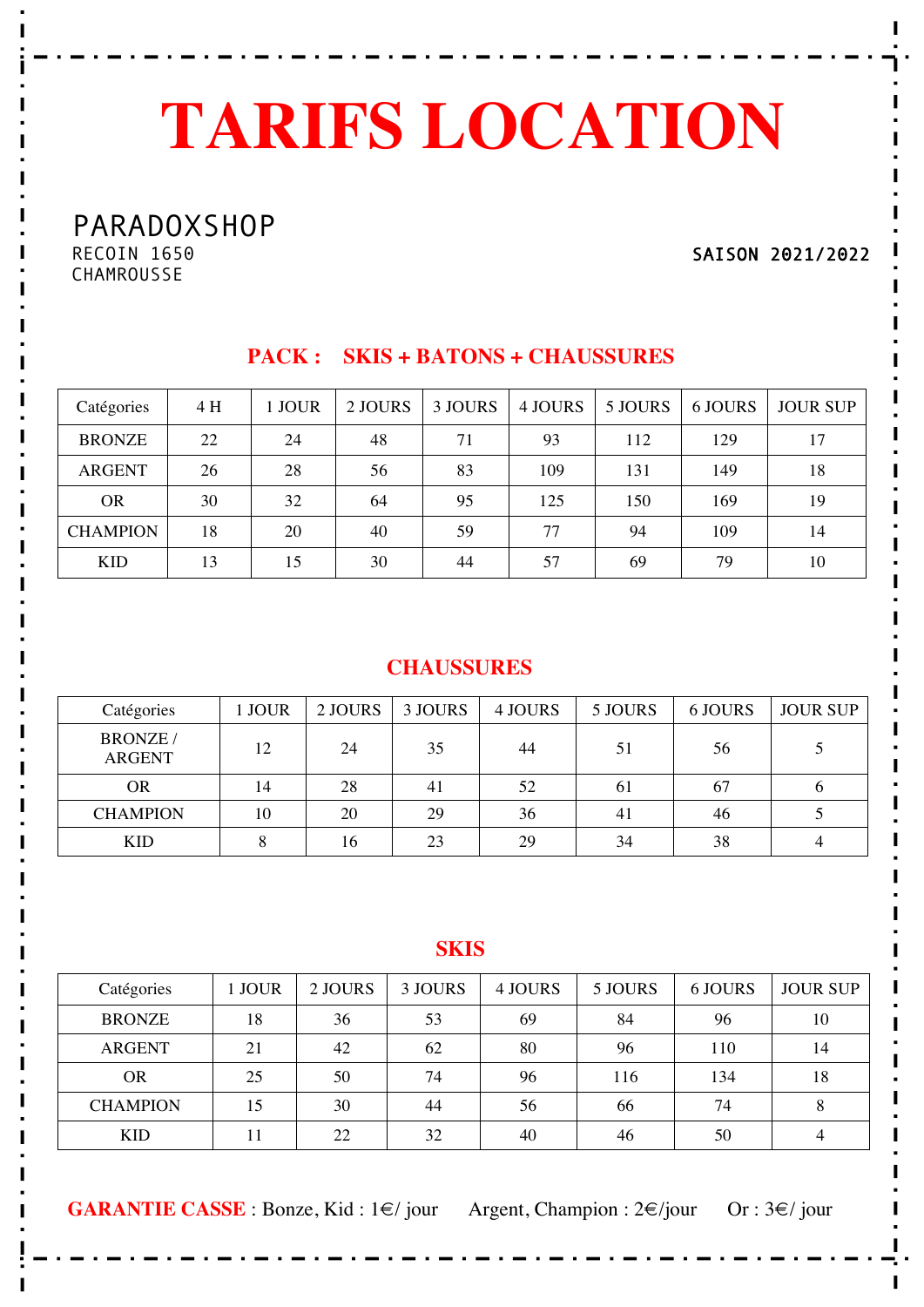# TARIFS LOCATION

PARADOXSHOP
RECOIN 1650
CHAMROUSSE

SAISON 2021/2022

## PACK : SKIS + BATONS + CHAUSSURES

| Catégories | 4 H | 1 JOUR | 2 JOURS | 3 JOURS | 4 JOURS | 5 JOURS | 6 JOURS | JOUR SUP |
|---|---|---|---|---|---|---|---|---|
| BRONZE | 22 | 24 | 48 | 71 | 93 | 112 | 129 | 17 |
| ARGENT | 26 | 28 | 56 | 83 | 109 | 131 | 149 | 18 |
| OR | 30 | 32 | 64 | 95 | 125 | 150 | 169 | 19 |
| CHAMPION | 18 | 20 | 40 | 59 | 77 | 94 | 109 | 14 |
| KID | 13 | 15 | 30 | 44 | 57 | 69 | 79 | 10 |

## CHAUSSURES

| Catégories | 1 JOUR | 2 JOURS | 3 JOURS | 4 JOURS | 5 JOURS | 6 JOURS | JOUR SUP |
|---|---|---|---|---|---|---|---|
| BRONZE / ARGENT | 12 | 24 | 35 | 44 | 51 | 56 | 5 |
| OR | 14 | 28 | 41 | 52 | 61 | 67 | 6 |
| CHAMPION | 10 | 20 | 29 | 36 | 41 | 46 | 5 |
| KID | 8 | 16 | 23 | 29 | 34 | 38 | 4 |

## SKIS

| Catégories | 1 JOUR | 2 JOURS | 3 JOURS | 4 JOURS | 5 JOURS | 6 JOURS | JOUR SUP |
|---|---|---|---|---|---|---|---|
| BRONZE | 18 | 36 | 53 | 69 | 84 | 96 | 10 |
| ARGENT | 21 | 42 | 62 | 80 | 96 | 110 | 14 |
| OR | 25 | 50 | 74 | 96 | 116 | 134 | 18 |
| CHAMPION | 15 | 30 | 44 | 56 | 66 | 74 | 8 |
| KID | 11 | 22 | 32 | 40 | 46 | 50 | 4 |

**GARANTIE CASSE** : Bonze, Kid : 1€/ jour Argent, Champion : 2€/jour Or : 3€/ jour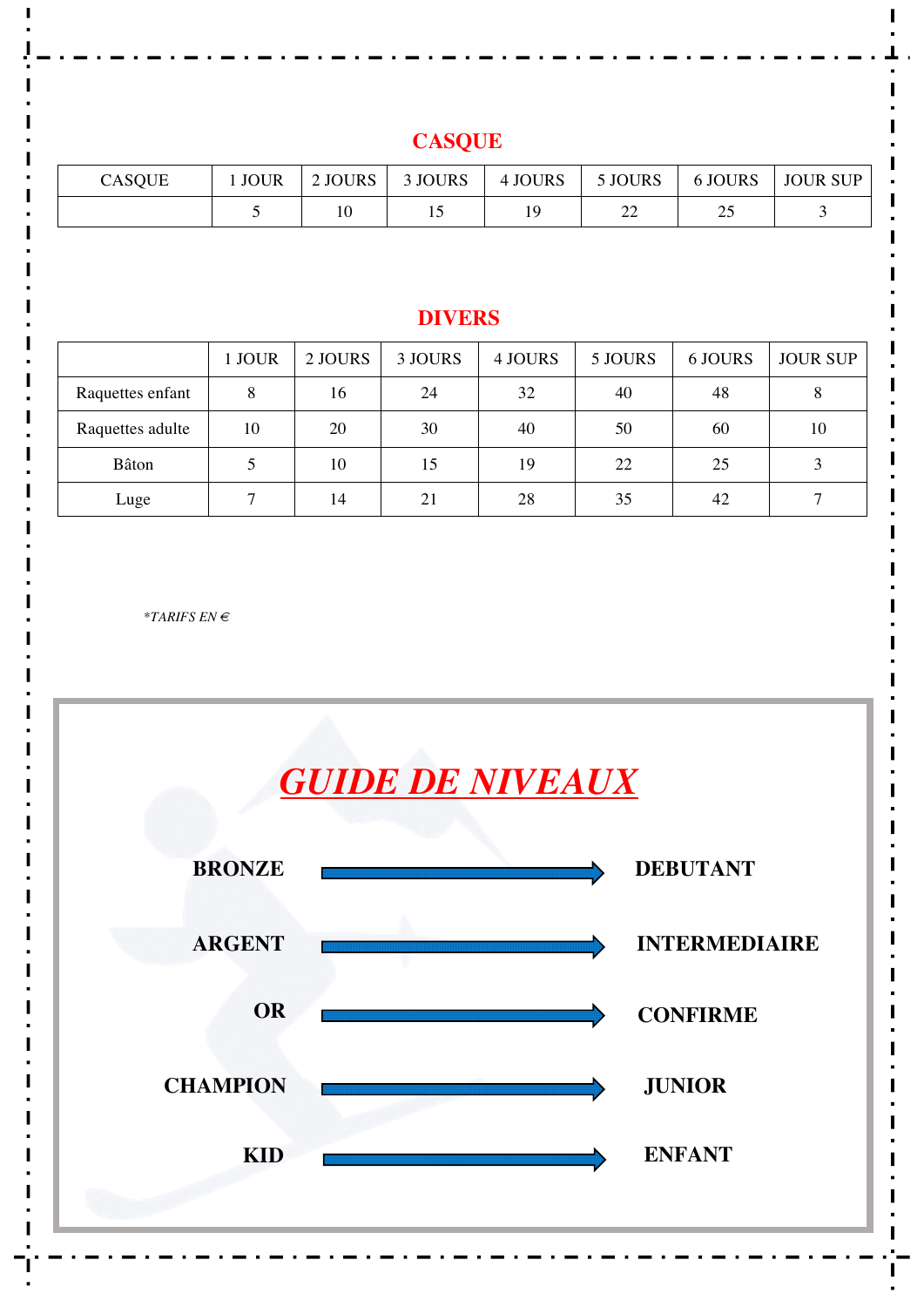## CASQUE

| CASQUE | 1 JOUR | 2 JOURS | 3 JOURS | 4 JOURS | 5 JOURS | 6 JOURS | JOUR SUP |
|---|---|---|---|---|---|---|---|
| | 5 | 10 | 15 | 19 | 22 | 25 | 3 |

## DIVERS

| | 1 JOUR | 2 JOURS | 3 JOURS | 4 JOURS | 5 JOURS | 6 JOURS | JOUR SUP |
|---|---|---|---|---|---|---|---|
| Raquettes enfant | 8 | 16 | 24 | 32 | 40 | 48 | 8 |
| Raquettes adulte | 10 | 20 | 30 | 40 | 50 | 60 | 10 |
| Bâton | 5 | 10 | 15 | 19 | 22 | 25 | 3 |
| Luge | 7 | 14 | 21 | 28 | 35 | 42 | 7 |

*\*TARIFS EN €*

## GUIDE DE NIVEAUX

**BRONZE** → **DEBUTANT**

**ARGENT** → **INTERMEDIAIRE**

**OR** → **CONFIRME**

**CHAMPION** → **JUNIOR**

**KID** → **ENFANT**